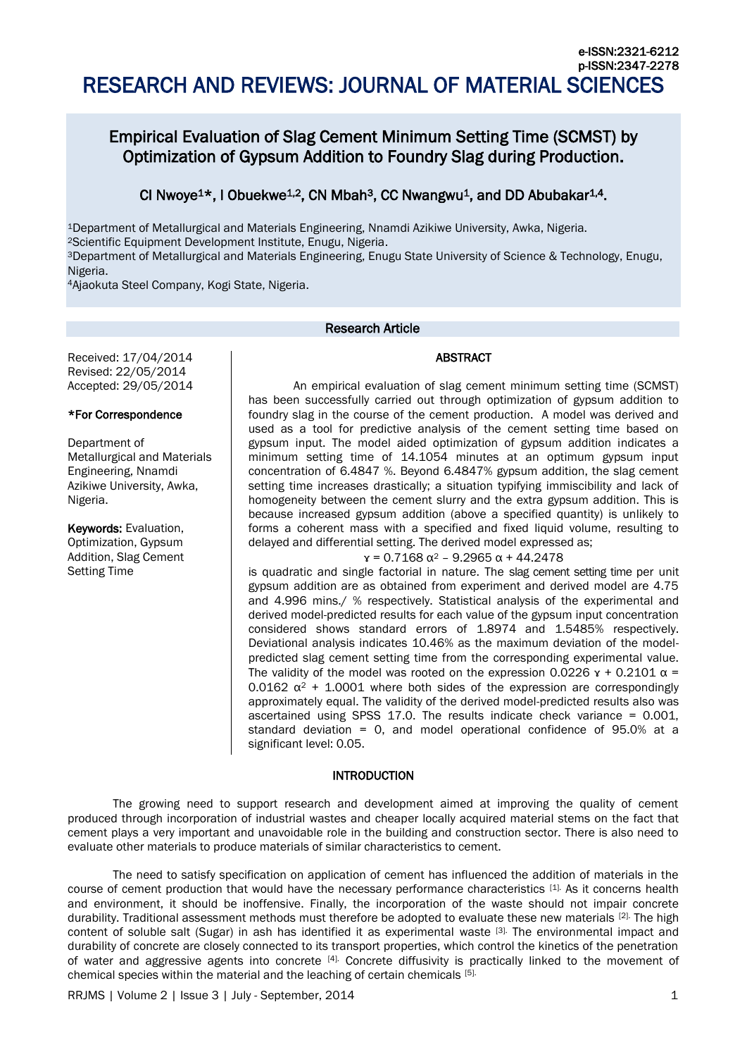e-ISSN:2321-6212
p-ISSN:2347-2278

# RESEARCH AND REVIEWS: JOURNAL OF MATERIAL SCIENCES

## Empirical Evaluation of Slag Cement Minimum Setting Time (SCMST) by Optimization of Gypsum Addition to Foundry Slag during Production.

CI Nwoye[1]*, I Obuekwe[1,2], CN Mbah[3], CC Nwangwu[1], and DD Abubakar[1,4].

[1]Department of Metallurgical and Materials Engineering, Nnamdi Azikiwe University, Awka, Nigeria.
[2]Scientific Equipment Development Institute, Enugu, Nigeria.
[3]Department of Metallurgical and Materials Engineering, Enugu State University of Science & Technology, Enugu, Nigeria.
[4]Ajaokuta Steel Company, Kogi State, Nigeria.

**Research Article**

Received: 17/04/2014
Revised: 22/05/2014
Accepted: 29/05/2014

**\*For Correspondence**

Department of Metallurgical and Materials Engineering, Nnamdi Azikiwe University, Awka, Nigeria.

**Keywords:** Evaluation, Optimization, Gypsum Addition, Slag Cement Setting Time

### ABSTRACT

An empirical evaluation of slag cement minimum setting time (SCMST) has been successfully carried out through optimization of gypsum addition to foundry slag in the course of the cement production. A model was derived and used as a tool for predictive analysis of the cement setting time based on gypsum input. The model aided optimization of gypsum addition indicates a minimum setting time of 14.1054 minutes at an optimum gypsum input concentration of 6.4847 %. Beyond 6.4847% gypsum addition, the slag cement setting time increases drastically; a situation typifying immiscibility and lack of homogeneity between the cement slurry and the extra gypsum addition. This is because increased gypsum addition (above a specified quantity) is unlikely to forms a coherent mass with a specified and fixed liquid volume, resulting to delayed and differential setting. The derived model expressed as;

$$\gamma = 0.7168\ \alpha^2 - 9.2965\ \alpha + 44.2478$$

is quadratic and single factorial in nature. The slag cement setting time per unit gypsum addition are as obtained from experiment and derived model are 4.75 and 4.996 mins./ % respectively. Statistical analysis of the experimental and derived model-predicted results for each value of the gypsum input concentration considered shows standard errors of 1.8974 and 1.5485% respectively. Deviational analysis indicates 10.46% as the maximum deviation of the model-predicted slag cement setting time from the corresponding experimental value. The validity of the model was rooted on the expression $0.0226\ \gamma + 0.2101\ \alpha = 0.0162\ \alpha^2 + 1.0001$ where both sides of the expression are correspondingly approximately equal. The validity of the derived model-predicted results also was ascertained using SPSS 17.0. The results indicate check variance = 0.001, standard deviation = 0, and model operational confidence of 95.0% at a significant level: 0.05.

### INTRODUCTION

The growing need to support research and development aimed at improving the quality of cement produced through incorporation of industrial wastes and cheaper locally acquired material stems on the fact that cement plays a very important and unavoidable role in the building and construction sector. There is also need to evaluate other materials to produce materials of similar characteristics to cement.

The need to satisfy specification on application of cement has influenced the addition of materials in the course of cement production that would have the necessary performance characteristics [1]. As it concerns health and environment, it should be inoffensive. Finally, the incorporation of the waste should not impair concrete durability. Traditional assessment methods must therefore be adopted to evaluate these new materials [2]. The high content of soluble salt (Sugar) in ash has identified it as experimental waste [3]. The environmental impact and durability of concrete are closely connected to its transport properties, which control the kinetics of the penetration of water and aggressive agents into concrete [4]. Concrete diffusivity is practically linked to the movement of chemical species within the material and the leaching of certain chemicals [5].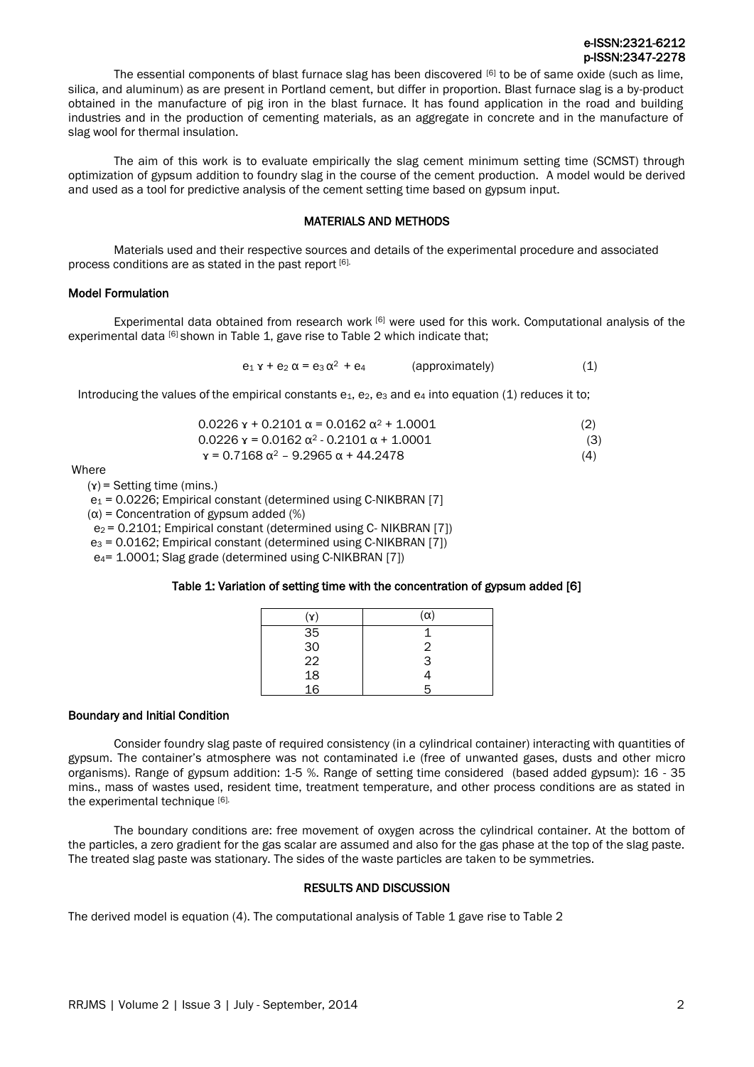The essential components of blast furnace slag has been discovered [6] to be of same oxide (such as lime, silica, and aluminum) as are present in Portland cement, but differ in proportion. Blast furnace slag is a by-product obtained in the manufacture of pig iron in the blast furnace. It has found application in the road and building industries and in the production of cementing materials, as an aggregate in concrete and in the manufacture of slag wool for thermal insulation.

The aim of this work is to evaluate empirically the slag cement minimum setting time (SCMST) through optimization of gypsum addition to foundry slag in the course of the cement production. A model would be derived and used as a tool for predictive analysis of the cement setting time based on gypsum input.

## MATERIALS AND METHODS

Materials used and their respective sources and details of the experimental procedure and associated process conditions are as stated in the past report [6].

### Model Formulation

Experimental data obtained from research work [6] were used for this work. Computational analysis of the experimental data [6] shown in Table 1, gave rise to Table 2 which indicate that;

$$e_1 \gamma + e_2 \alpha = e_3 \alpha^2 + e_4 \qquad \text{(approximately)} \tag{1}$$

Introducing the values of the empirical constants $e_1$, $e_2$, $e_3$ and $e_4$ into equation (1) reduces it to;

$$0.0226 \gamma + 0.2101 \alpha = 0.0162 \alpha^2 + 1.0001 \tag{2}$$

$$0.0226 \gamma = 0.0162 \alpha^2 - 0.2101 \alpha + 1.0001 \tag{3}$$

$$\gamma = 0.7168 \alpha^2 - 9.2965 \alpha + 44.2478 \tag{4}$$

Where

($\gamma$) = Setting time (mins.)

$e_1$ = 0.0226; Empirical constant (determined using C-NIKBRAN [7]

($\alpha$) = Concentration of gypsum added (%)

$e_2$ = 0.2101; Empirical constant (determined using C- NIKBRAN [7])

$e_3$ = 0.0162; Empirical constant (determined using C-NIKBRAN [7])

$e_4$= 1.0001; Slag grade (determined using C-NIKBRAN [7])

**Table 1: Variation of setting time with the concentration of gypsum added [6]**

| ($\gamma$) | ($\alpha$) |
|---|---|
| 35 | 1 |
| 30 | 2 |
| 22 | 3 |
| 18 | 4 |
| 16 | 5 |

### Boundary and Initial Condition

Consider foundry slag paste of required consistency (in a cylindrical container) interacting with quantities of gypsum. The container's atmosphere was not contaminated i.e (free of unwanted gases, dusts and other micro organisms). Range of gypsum addition: 1-5 %. Range of setting time considered (based added gypsum): 16 - 35 mins., mass of wastes used, resident time, treatment temperature, and other process conditions are as stated in the experimental technique [6].

The boundary conditions are: free movement of oxygen across the cylindrical container. At the bottom of the particles, a zero gradient for the gas scalar are assumed and also for the gas phase at the top of the slag paste. The treated slag paste was stationary. The sides of the waste particles are taken to be symmetries.

## RESULTS AND DISCUSSION

The derived model is equation (4). The computational analysis of Table 1 gave rise to Table 2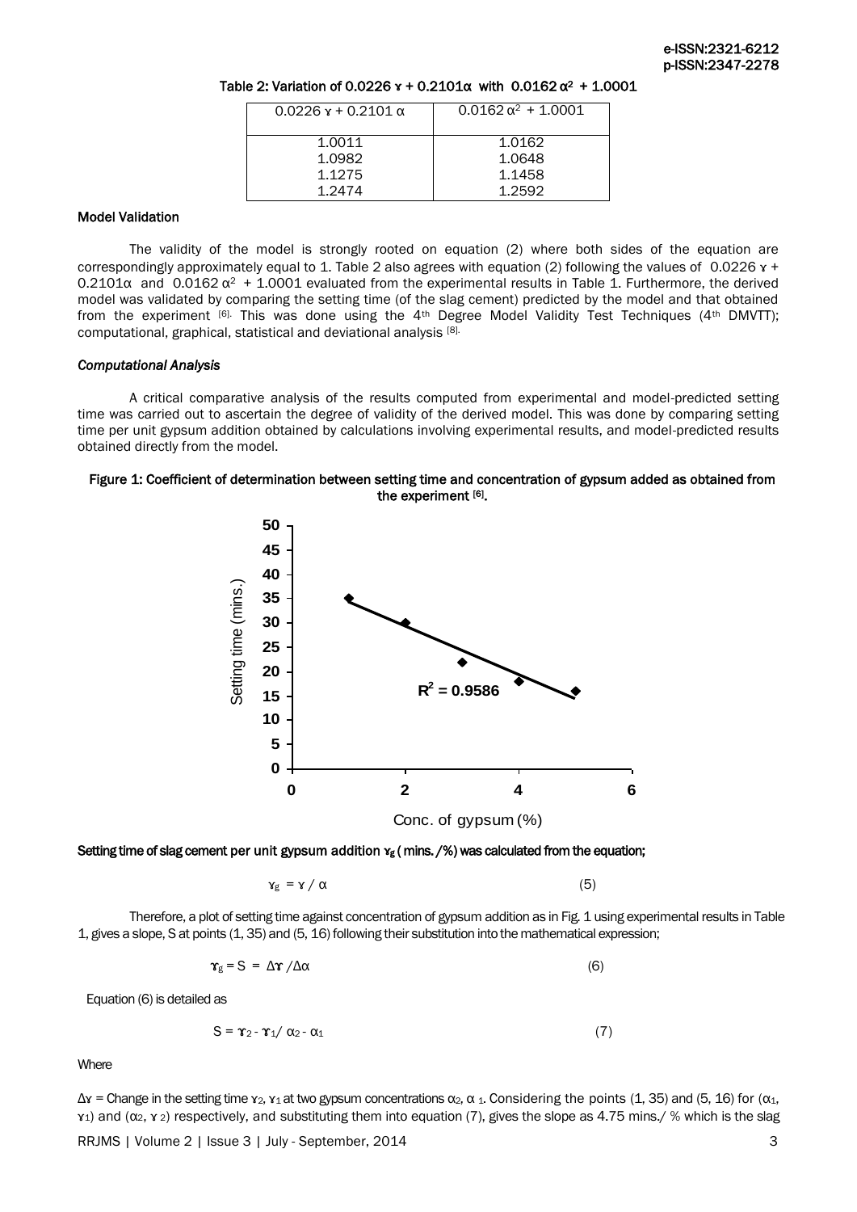Table 2: Variation of $0.0226\,\Upsilon + 0.2101\alpha$ with $0.0162\,\alpha^2 + 1.0001$

| $0.0226\,\Upsilon + 0.2101\,\alpha$ | $0.0162\,\alpha^2 + 1.0001$ |
|---|---|
| 1.0011 | 1.0162 |
| 1.0982 | 1.0648 |
| 1.1275 | 1.1458 |
| 1.2474 | 1.2592 |

**Model Validation**

The validity of the model is strongly rooted on equation (2) where both sides of the equation are correspondingly approximately equal to 1. Table 2 also agrees with equation (2) following the values of $0.0226\,\Upsilon + 0.2101\alpha$ and $0.0162\,\alpha^2 + 1.0001$ evaluated from the experimental results in Table 1. Furthermore, the derived model was validated by comparing the setting time (of the slag cement) predicted by the model and that obtained from the experiment [6]. This was done using the 4th Degree Model Validity Test Techniques (4th DMVTT); computational, graphical, statistical and deviational analysis [8].

***Computational Analysis***

A critical comparative analysis of the results computed from experimental and model-predicted setting time was carried out to ascertain the degree of validity of the derived model. This was done by comparing setting time per unit gypsum addition obtained by calculations involving experimental results, and model-predicted results obtained directly from the model.

**Figure 1: Coefficient of determination between setting time and concentration of gypsum added as obtained from the experiment [6].**

**Setting time of slag cement per unit gypsum addition $\Upsilon_g$ ( mins. /%) was calculated from the equation;**

$$\Upsilon_g = \Upsilon / \alpha \quad (5)$$

Therefore, a plot of setting time against concentration of gypsum addition as in Fig. 1 using experimental results in Table 1, gives a slope, S at points (1, 35) and (5, 16) following their substitution into the mathematical expression;

$$\Upsilon_g = S = \Delta\Upsilon / \Delta\alpha \quad (6)$$

Equation (6) is detailed as

$$S = \Upsilon_2 - \Upsilon_1 / \alpha_2 - \alpha_1 \quad (7)$$

Where

$\Delta\Upsilon$ = Change in the setting time $\Upsilon_2$, $\Upsilon_1$ at two gypsum concentrations $\alpha_2$, $\alpha_1$. Considering the points (1, 35) and (5, 16) for ($\alpha_1$, $\Upsilon_1$) and ($\alpha_2$, $\Upsilon_2$) respectively, and substituting them into equation (7), gives the slope as 4.75 mins./ % which is the slag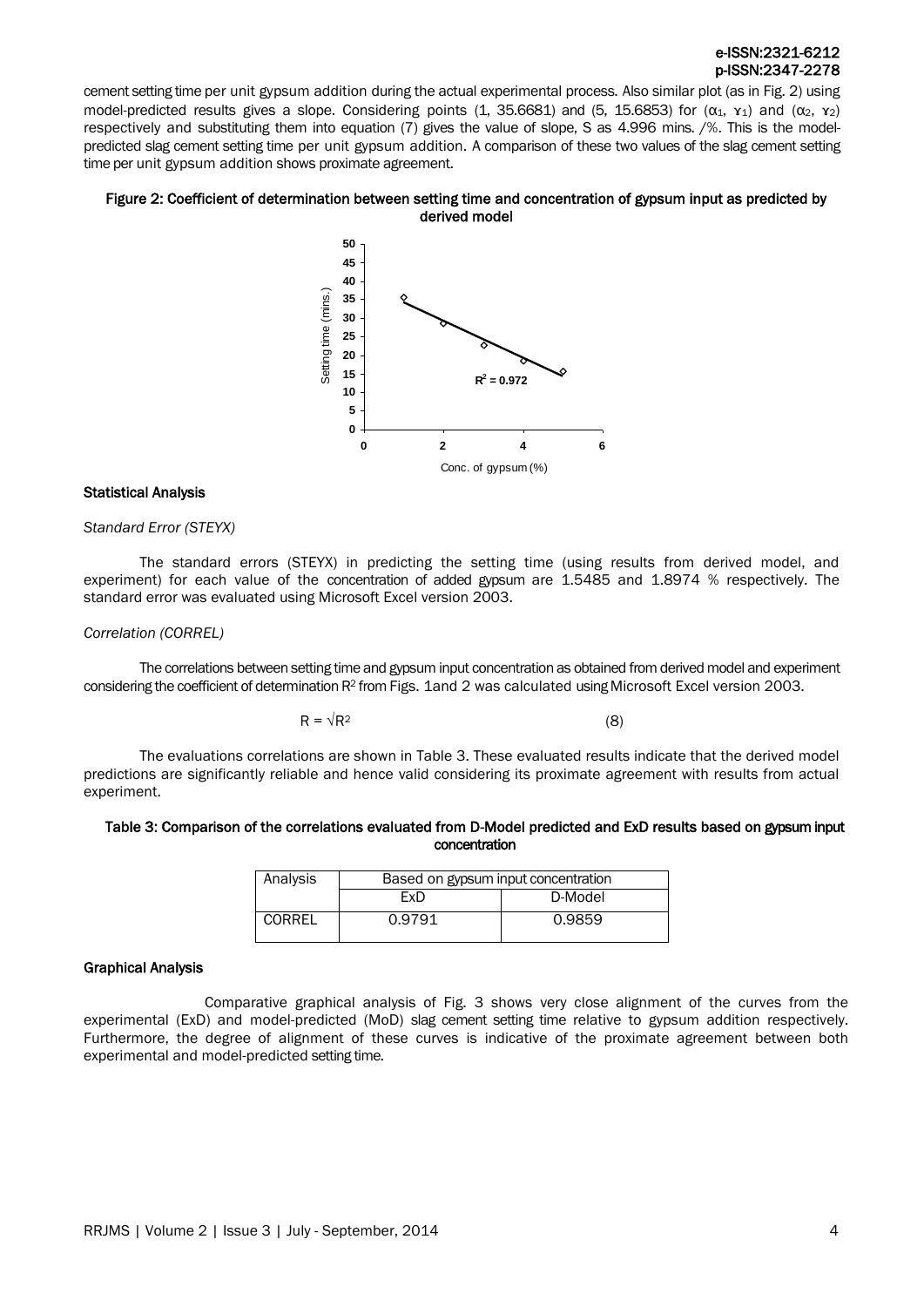cement setting time per unit gypsum addition during the actual experimental process. Also similar plot (as in Fig. 2) using model-predicted results gives a slope. Considering points (1, 35.6681) and (5, 15.6853) for ($\alpha_1$, $\gamma_1$) and ($\alpha_2$, $\gamma_2$) respectively and substituting them into equation (7) gives the value of slope, S as 4.996 mins. /%. This is the model-predicted slag cement setting time per unit gypsum addition. A comparison of these two values of the slag cement setting time per unit gypsum addition shows proximate agreement.

**Figure 2: Coefficient of determination between setting time and concentration of gypsum input as predicted by derived model**

### Statistical Analysis

*Standard Error (STEYX)*

The standard errors (STEYX) in predicting the setting time (using results from derived model, and experiment) for each value of the concentration of added gypsum are 1.5485 and 1.8974 % respectively. The standard error was evaluated using Microsoft Excel version 2003.

*Correlation (CORREL)*

The correlations between setting time and gypsum input concentration as obtained from derived model and experiment considering the coefficient of determination $R^2$ from Figs. 1and 2 was calculated using Microsoft Excel version 2003.

$$R = \sqrt{R^2} \qquad (8)$$

The evaluations correlations are shown in Table 3. These evaluated results indicate that the derived model predictions are significantly reliable and hence valid considering its proximate agreement with results from actual experiment.

**Table 3: Comparison of the correlations evaluated from D-Model predicted and ExD results based on gypsum input concentration**

| Analysis | Based on gypsum input concentration | |
|---|---|---|
| | ExD | D-Model |
| CORREL | 0.9791 | 0.9859 |

### Graphical Analysis

Comparative graphical analysis of Fig. 3 shows very close alignment of the curves from the experimental (ExD) and model-predicted (MoD) slag cement setting time relative to gypsum addition respectively. Furthermore, the degree of alignment of these curves is indicative of the proximate agreement between both experimental and model-predicted setting time.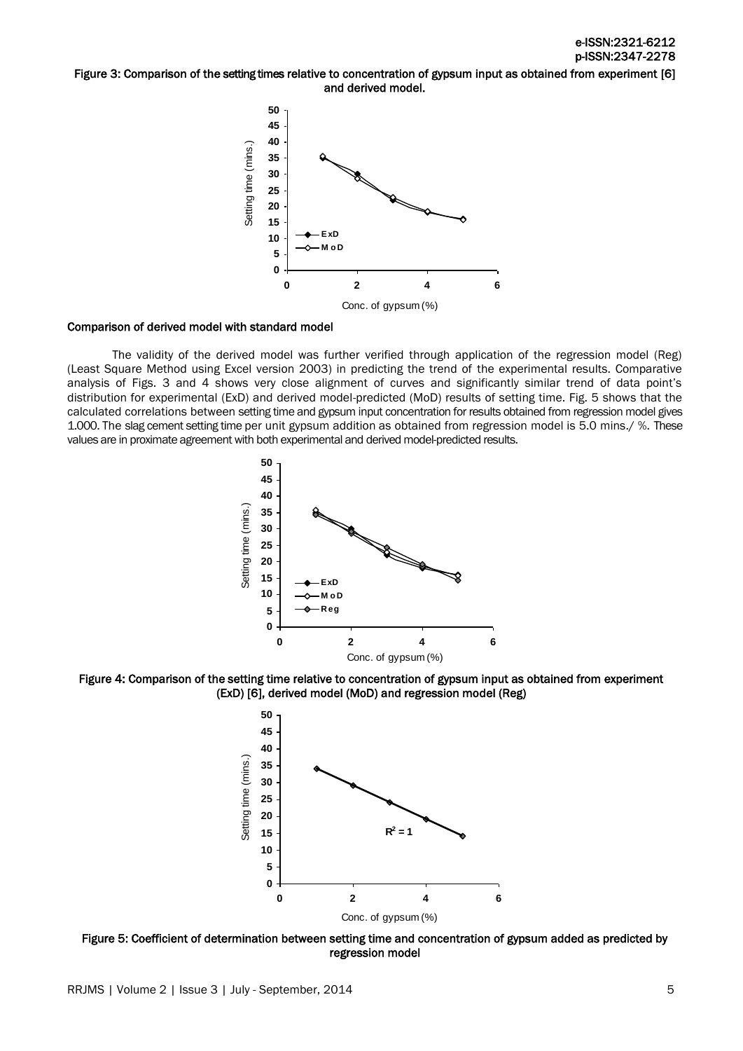Figure 3: Comparison of the setting times relative to concentration of gypsum input as obtained from experiment [6] and derived model.

## Comparison of derived model with standard model

The validity of the derived model was further verified through application of the regression model (Reg) (Least Square Method using Excel version 2003) in predicting the trend of the experimental results. Comparative analysis of Figs. 3 and 4 shows very close alignment of curves and significantly similar trend of data point's distribution for experimental (ExD) and derived model-predicted (MoD) results of setting time. Fig. 5 shows that the calculated correlations between setting time and gypsum input concentration for results obtained from regression model gives 1.000. The slag cement setting time per unit gypsum addition as obtained from regression model is 5.0 mins./ %. These values are in proximate agreement with both experimental and derived model-predicted results.

Figure 4: Comparison of the setting time relative to concentration of gypsum input as obtained from experiment (ExD) [6], derived model (MoD) and regression model (Reg)

Figure 5: Coefficient of determination between setting time and concentration of gypsum added as predicted by regression model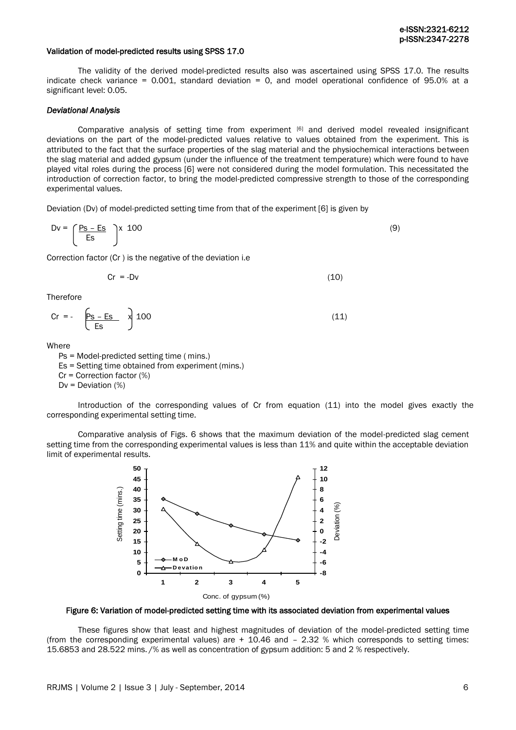#### Validation of model-predicted results using SPSS 17.0

The validity of the derived model-predicted results also was ascertained using SPSS 17.0. The results indicate check variance = 0.001, standard deviation = 0, and model operational confidence of 95.0% at a significant level: 0.05.

#### *Deviational Analysis*

Comparative analysis of setting time from experiment [6] and derived model revealed insignificant deviations on the part of the model-predicted values relative to values obtained from the experiment. This is attributed to the fact that the surface properties of the slag material and the physiochemical interactions between the slag material and added gypsum (under the influence of the treatment temperature) which were found to have played vital roles during the process [6] were not considered during the model formulation. This necessitated the introduction of correction factor, to bring the model-predicted compressive strength to those of the corresponding experimental values.

Deviation (Dv) of model-predicted setting time from that of the experiment [6] is given by

$$Dv = \left( \frac{Ps - Es}{Es} \right) x \ 100 \qquad (9)$$

Correction factor (Cr ) is the negative of the deviation i.e

$$Cr = -Dv \qquad (10)$$

Therefore

$$Cr = - \left( \frac{Ps - Es}{Es} \right) x \ 100 \qquad (11)$$

Where

Ps = Model-predicted setting time ( mins.)
Es = Setting time obtained from experiment (mins.)
Cr = Correction factor (%)
Dv = Deviation (%)

Introduction of the corresponding values of Cr from equation (11) into the model gives exactly the corresponding experimental setting time.

Comparative analysis of Figs. 6 shows that the maximum deviation of the model-predicted slag cement setting time from the corresponding experimental values is less than 11% and quite within the acceptable deviation limit of experimental results.

Figure 6: Variation of model-predicted setting time with its associated deviation from experimental values

These figures show that least and highest magnitudes of deviation of the model-predicted setting time (from the corresponding experimental values) are + 10.46 and – 2.32 % which corresponds to setting times: 15.6853 and 28.522 mins./% as well as concentration of gypsum addition: 5 and 2 % respectively.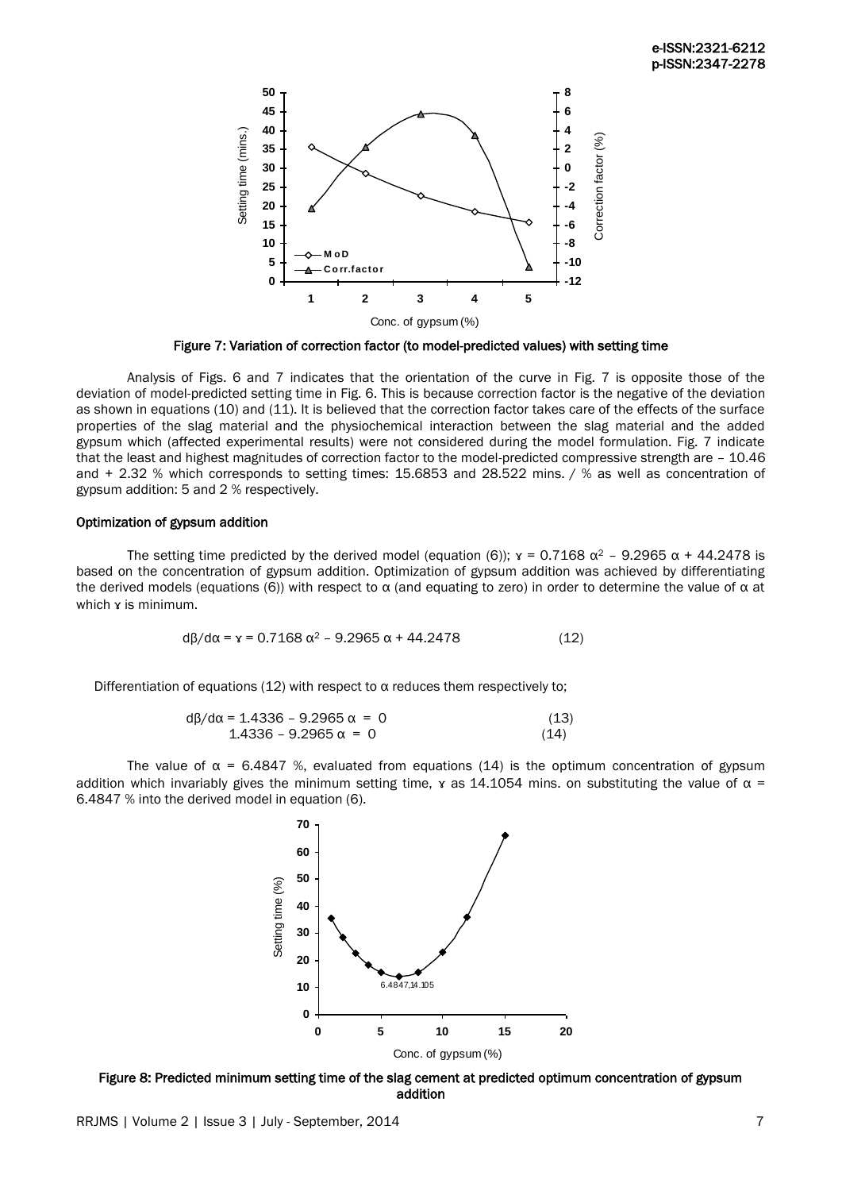Figure 7: Variation of correction factor (to model-predicted values) with setting time

Analysis of Figs. 6 and 7 indicates that the orientation of the curve in Fig. 7 is opposite those of the deviation of model-predicted setting time in Fig. 6. This is because correction factor is the negative of the deviation as shown in equations (10) and (11). It is believed that the correction factor takes care of the effects of the surface properties of the slag material and the physiochemical interaction between the slag material and the added gypsum which (affected experimental results) were not considered during the model formulation. Fig. 7 indicate that the least and highest magnitudes of correction factor to the model-predicted compressive strength are – 10.46 and + 2.32 % which corresponds to setting times: 15.6853 and 28.522 mins. / % as well as concentration of gypsum addition: 5 and 2 % respectively.

### Optimization of gypsum addition

The setting time predicted by the derived model (equation (6)); $\gamma = 0.7168\,\alpha^2 - 9.2965\,\alpha + 44.2478$ is based on the concentration of gypsum addition. Optimization of gypsum addition was achieved by differentiating the derived models (equations (6)) with respect to α (and equating to zero) in order to determine the value of α at which $\gamma$ is minimum.

$$d\beta/d\alpha = \gamma = 0.7168\,\alpha^2 - 9.2965\,\alpha + 44.2478 \qquad (12)$$

Differentiation of equations (12) with respect to α reduces them respectively to;

$$d\beta/d\alpha = 1.4336 - 9.2965\,\alpha = 0 \qquad (13)$$

$$1.4336 - 9.2965\,\alpha = 0 \qquad (14)$$

The value of α = 6.4847 %, evaluated from equations (14) is the optimum concentration of gypsum addition which invariably gives the minimum setting time, $\gamma$ as 14.1054 mins. on substituting the value of α = 6.4847 % into the derived model in equation (6).

Figure 8: Predicted minimum setting time of the slag cement at predicted optimum concentration of gypsum addition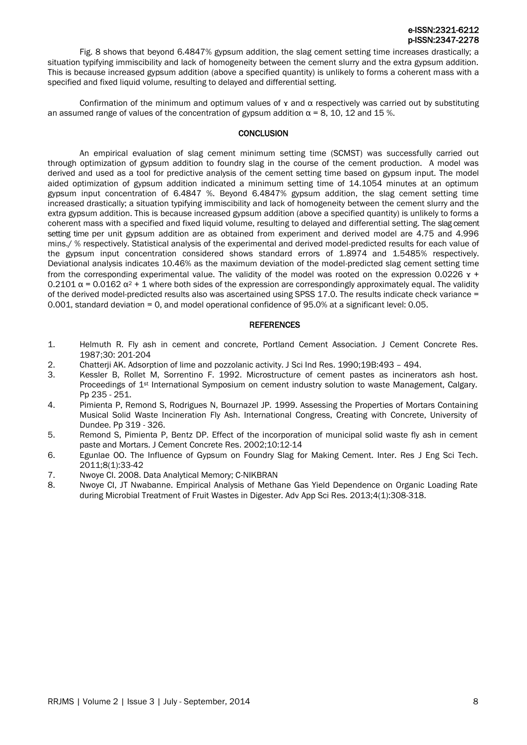Fig. 8 shows that beyond 6.4847% gypsum addition, the slag cement setting time increases drastically; a situation typifying immiscibility and lack of homogeneity between the cement slurry and the extra gypsum addition. This is because increased gypsum addition (above a specified quantity) is unlikely to forms a coherent mass with a specified and fixed liquid volume, resulting to delayed and differential setting.

Confirmation of the minimum and optimum values of $\gamma$ and $\alpha$ respectively was carried out by substituting an assumed range of values of the concentration of gypsum addition $\alpha$ = 8, 10, 12 and 15 %.

## CONCLUSION

An empirical evaluation of slag cement minimum setting time (SCMST) was successfully carried out through optimization of gypsum addition to foundry slag in the course of the cement production. A model was derived and used as a tool for predictive analysis of the cement setting time based on gypsum input. The model aided optimization of gypsum addition indicated a minimum setting time of 14.1054 minutes at an optimum gypsum input concentration of 6.4847 %. Beyond 6.4847% gypsum addition, the slag cement setting time increased drastically; a situation typifying immiscibility and lack of homogeneity between the cement slurry and the extra gypsum addition. This is because increased gypsum addition (above a specified quantity) is unlikely to forms a coherent mass with a specified and fixed liquid volume, resulting to delayed and differential setting. The slag cement setting time per unit gypsum addition are as obtained from experiment and derived model are 4.75 and 4.996 mins./ % respectively. Statistical analysis of the experimental and derived model-predicted results for each value of the gypsum input concentration considered shows standard errors of 1.8974 and 1.5485% respectively. Deviational analysis indicates 10.46% as the maximum deviation of the model-predicted slag cement setting time from the corresponding experimental value. The validity of the model was rooted on the expression $0.0226\,\gamma + 0.2101\,\alpha = 0.0162\,\alpha^2 + 1$ where both sides of the expression are correspondingly approximately equal. The validity of the derived model-predicted results also was ascertained using SPSS 17.0. The results indicate check variance = 0.001, standard deviation = 0, and model operational confidence of 95.0% at a significant level: 0.05.

## REFERENCES

1. Helmuth R. Fly ash in cement and concrete, Portland Cement Association. J Cement Concrete Res. 1987;30: 201-204
2. Chatterji AK. Adsorption of lime and pozzolanic activity. J Sci Ind Res. 1990;19B:493 – 494.
3. Kessler B, Rollet M, Sorrentino F. 1992. Microstructure of cement pastes as incinerators ash host. Proceedings of 1st International Symposium on cement industry solution to waste Management, Calgary. Pp 235 - 251.
4. Pimienta P, Remond S, Rodrigues N, Bournazel JP. 1999. Assessing the Properties of Mortars Containing Musical Solid Waste Incineration Fly Ash. International Congress, Creating with Concrete, University of Dundee. Pp 319 - 326.
5. Remond S, Pimienta P, Bentz DP. Effect of the incorporation of municipal solid waste fly ash in cement paste and Mortars. J Cement Concrete Res. 2002;10:12-14
6. Egunlae OO. The Influence of Gypsum on Foundry Slag for Making Cement. Inter. Res J Eng Sci Tech. 2011;8(1):33-42
7. Nwoye CI. 2008. Data Analytical Memory; C-NIKBRAN
8. Nwoye CI, JT Nwabanne. Empirical Analysis of Methane Gas Yield Dependence on Organic Loading Rate during Microbial Treatment of Fruit Wastes in Digester. Adv App Sci Res. 2013;4(1):308-318.